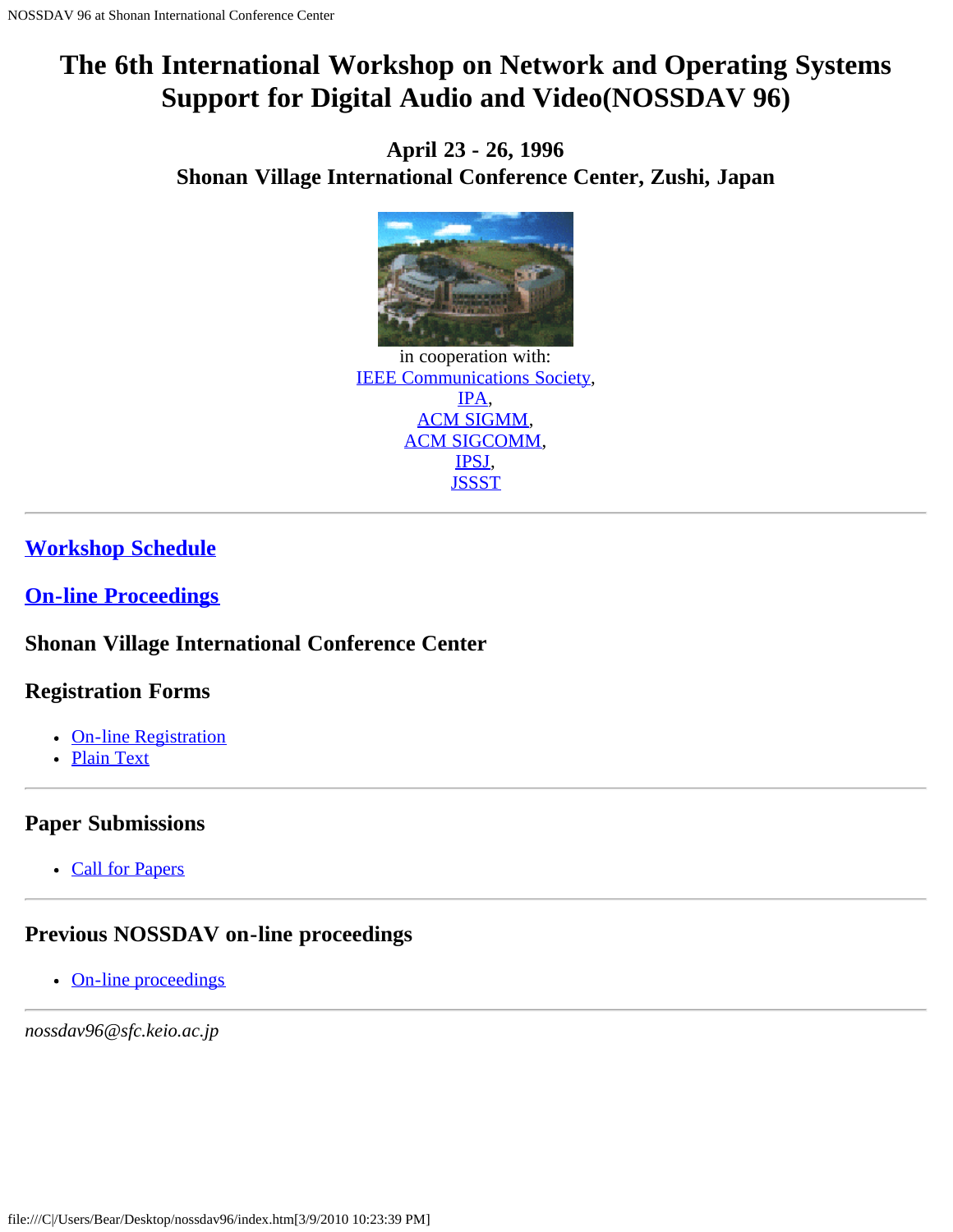# The 6th International Workshop on Network and Operating Systems Support for Digital Audio and Video(NOSSDAV 96)

### April 23 - 26, 1996
### Shonan Village International Conference Center, Zushi, Japan

in cooperation with:
IEEE Communications Society,
IPA,
ACM SIGMM,
ACM SIGCOMM,
IPSJ,
JSSST

---

## Workshop Schedule

## On-line Proceedings

### Shonan Village International Conference Center

### Registration Forms

- On-line Registration
- Plain Text

---

### Paper Submissions

- Call for Papers

---

### Previous NOSSDAV on-line proceedings

- On-line proceedings

---

*nossdav96@sfc.keio.ac.jp*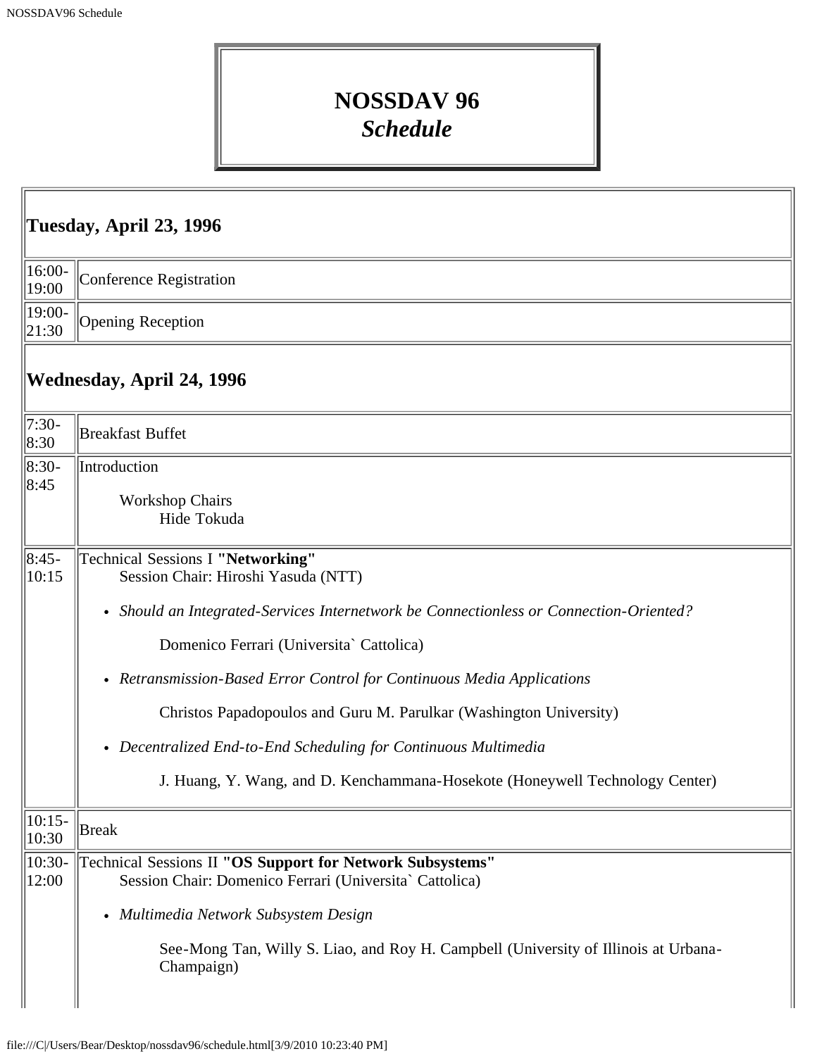# NOSSDAV 96
## *Schedule*

| **Tuesday, April 23, 1996** | |
|---|---|
| 16:00-19:00 | Conference Registration |
| 19:00-21:30 | Opening Reception |
| **Wednesday, April 24, 1996** | |
| 7:30-8:30 | Breakfast Buffet |
| 8:30-8:45 | Introduction<br><br>Workshop Chairs<br>Hide Tokuda |
| 8:45-10:15 | Technical Sessions I **"Networking"**<br>Session Chair: Hiroshi Yasuda (NTT)<br><br>• *Should an Integrated-Services Internetwork be Connectionless or Connection-Oriented?*<br>Domenico Ferrari (Universita` Cattolica)<br><br>• *Retransmission-Based Error Control for Continuous Media Applications*<br>Christos Papadopoulos and Guru M. Parulkar (Washington University)<br><br>• *Decentralized End-to-End Scheduling for Continuous Multimedia*<br>J. Huang, Y. Wang, and D. Kenchammana-Hosekote (Honeywell Technology Center) |
| 10:15-10:30 | Break |
| 10:30-12:00 | Technical Sessions II **"OS Support for Network Subsystems"**<br>Session Chair: Domenico Ferrari (Universita` Cattolica)<br><br>• *Multimedia Network Subsystem Design*<br>See-Mong Tan, Willy S. Liao, and Roy H. Campbell (University of Illinois at Urbana-Champaign) |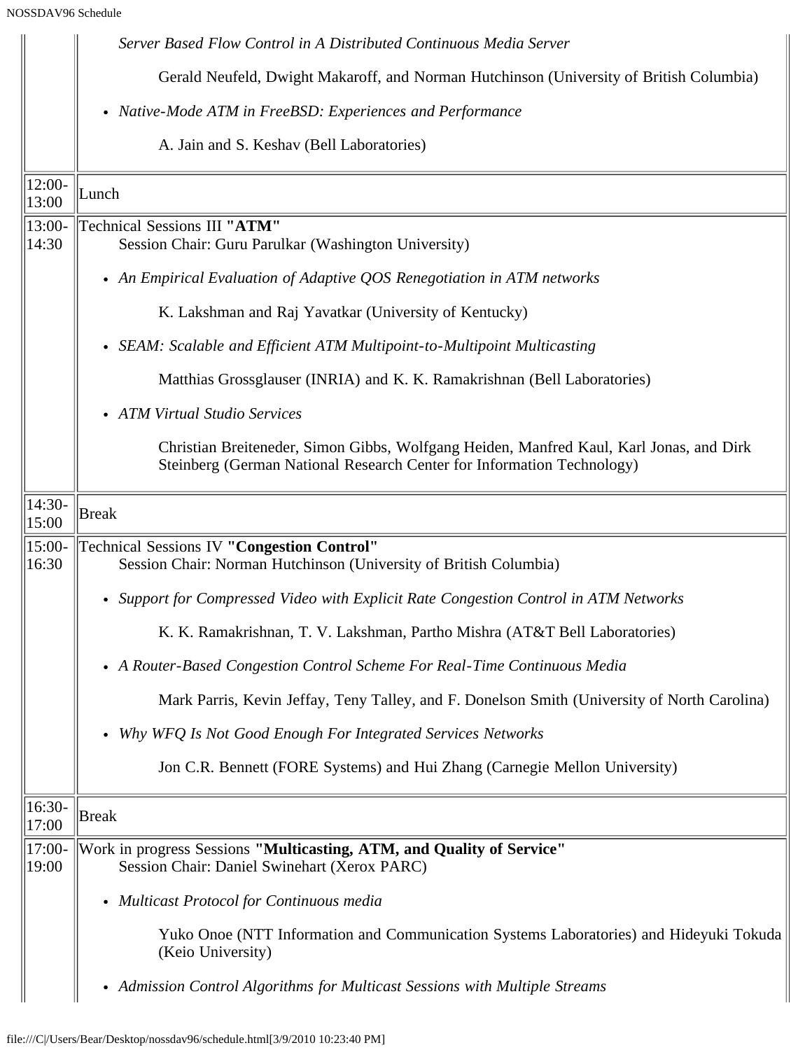| | |
|---|---|
| | *Server Based Flow Control in A Distributed Continuous Media Server*<br><br>Gerald Neufeld, Dwight Makaroff, and Norman Hutchinson (University of British Columbia)<br><br>• *Native-Mode ATM in FreeBSD: Experiences and Performance*<br><br>A. Jain and S. Keshav (Bell Laboratories) |
| 12:00-13:00 | Lunch |
| 13:00-14:30 | Technical Sessions III **"ATM"**<br>Session Chair: Guru Parulkar (Washington University)<br><br>• *An Empirical Evaluation of Adaptive QOS Renegotiation in ATM networks*<br><br>K. Lakshman and Raj Yavatkar (University of Kentucky)<br><br>• *SEAM: Scalable and Efficient ATM Multipoint-to-Multipoint Multicasting*<br><br>Matthias Grossglauser (INRIA) and K. K. Ramakrishnan (Bell Laboratories)<br><br>• *ATM Virtual Studio Services*<br><br>Christian Breiteneder, Simon Gibbs, Wolfgang Heiden, Manfred Kaul, Karl Jonas, and Dirk Steinberg (German National Research Center for Information Technology) |
| 14:30-15:00 | Break |
| 15:00-16:30 | Technical Sessions IV **"Congestion Control"**<br>Session Chair: Norman Hutchinson (University of British Columbia)<br><br>• *Support for Compressed Video with Explicit Rate Congestion Control in ATM Networks*<br><br>K. K. Ramakrishnan, T. V. Lakshman, Partho Mishra (AT&T Bell Laboratories)<br><br>• *A Router-Based Congestion Control Scheme For Real-Time Continuous Media*<br><br>Mark Parris, Kevin Jeffay, Teny Talley, and F. Donelson Smith (University of North Carolina)<br><br>• *Why WFQ Is Not Good Enough For Integrated Services Networks*<br><br>Jon C.R. Bennett (FORE Systems) and Hui Zhang (Carnegie Mellon University) |
| 16:30-17:00 | Break |
| 17:00-19:00 | Work in progress Sessions **"Multicasting, ATM, and Quality of Service"**<br>Session Chair: Daniel Swinehart (Xerox PARC)<br><br>• *Multicast Protocol for Continuous media*<br><br>Yuko Onoe (NTT Information and Communication Systems Laboratories) and Hideyuki Tokuda (Keio University)<br><br>• *Admission Control Algorithms for Multicast Sessions with Multiple Streams* |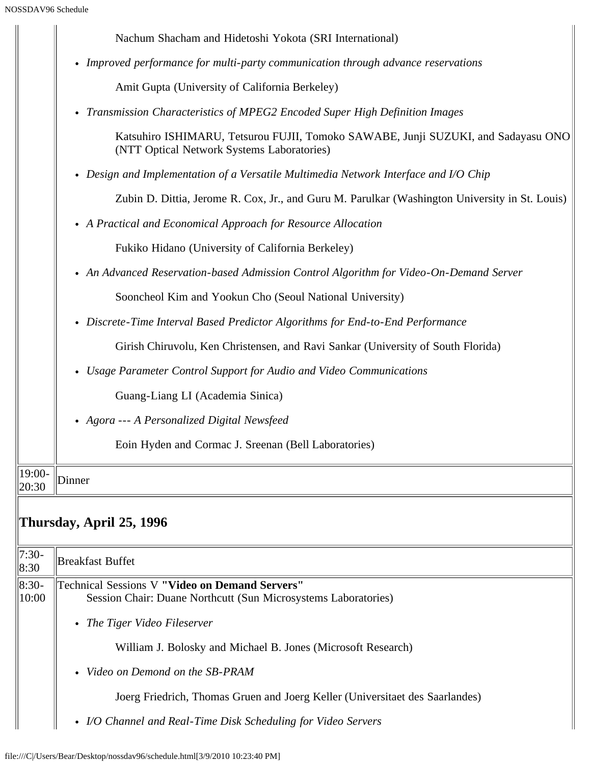Nachum Shacham and Hidetoshi Yokota (SRI International)

- *Improved performance for multi-party communication through advance reservations*

  Amit Gupta (University of California Berkeley)

- *Transmission Characteristics of MPEG2 Encoded Super High Definition Images*

  Katsuhiro ISHIMARU, Tetsurou FUJII, Tomoko SAWABE, Junji SUZUKI, and Sadayasu ONO (NTT Optical Network Systems Laboratories)

- *Design and Implementation of a Versatile Multimedia Network Interface and I/O Chip*

  Zubin D. Dittia, Jerome R. Cox, Jr., and Guru M. Parulkar (Washington University in St. Louis)

- *A Practical and Economical Approach for Resource Allocation*

  Fukiko Hidano (University of California Berkeley)

- *An Advanced Reservation-based Admission Control Algorithm for Video-On-Demand Server*

  Sooncheol Kim and Yookun Cho (Seoul National University)

- *Discrete-Time Interval Based Predictor Algorithms for End-to-End Performance*

  Girish Chiruvolu, Ken Christensen, and Ravi Sankar (University of South Florida)

- *Usage Parameter Control Support for Audio and Video Communications*

  Guang-Liang LI (Academia Sinica)

- *Agora --- A Personalized Digital Newsfeed*

  Eoin Hyden and Cormac J. Sreenan (Bell Laboratories)

| | |
|---|---|
| 19:00-20:30 | Dinner |

## Thursday, April 25, 1996

| | |
|---|---|
| 7:30-8:30 | Breakfast Buffet |

**8:30-10:00** Technical Sessions V **"Video on Demand Servers"**
Session Chair: Duane Northcutt (Sun Microsystems Laboratories)

- *The Tiger Video Fileserver*

  William J. Bolosky and Michael B. Jones (Microsoft Research)

- *Video on Demond on the SB-PRAM*

  Joerg Friedrich, Thomas Gruen and Joerg Keller (Universitaet des Saarlandes)

- *I/O Channel and Real-Time Disk Scheduling for Video Servers*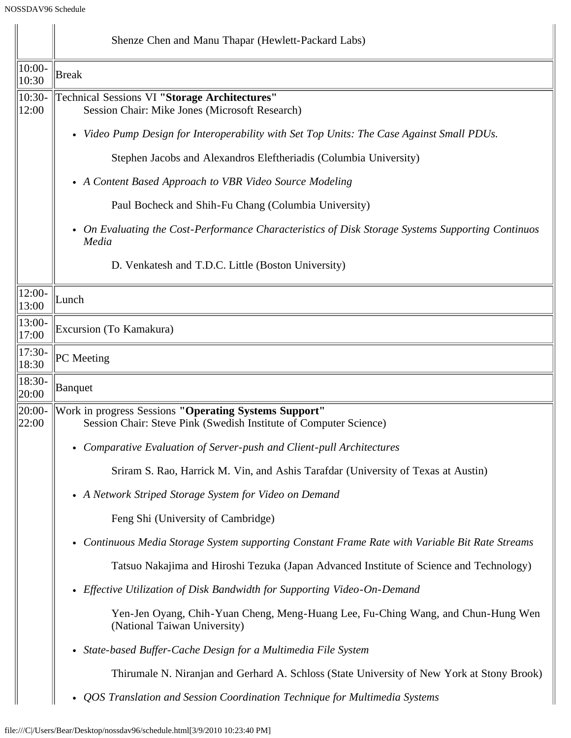| | |
|---|---|
| | Shenze Chen and Manu Thapar (Hewlett-Packard Labs) |
| 10:00-10:30 | Break |
| 10:30-12:00 | Technical Sessions VI **"Storage Architectures"**<br>Session Chair: Mike Jones (Microsoft Research)<br>• *Video Pump Design for Interoperability with Set Top Units: The Case Against Small PDUs.*<br>Stephen Jacobs and Alexandros Eleftheriadis (Columbia University)<br>• *A Content Based Approach to VBR Video Source Modeling*<br>Paul Bocheck and Shih-Fu Chang (Columbia University)<br>• *On Evaluating the Cost-Performance Characteristics of Disk Storage Systems Supporting Continuos Media*<br>D. Venkatesh and T.D.C. Little (Boston University) |
| 12:00-13:00 | Lunch |
| 13:00-17:00 | Excursion (To Kamakura) |
| 17:30-18:30 | PC Meeting |
| 18:30-20:00 | Banquet |
| 20:00-22:00 | Work in progress Sessions **"Operating Systems Support"**<br>Session Chair: Steve Pink (Swedish Institute of Computer Science)<br>• *Comparative Evaluation of Server-push and Client-pull Architectures*<br>Sriram S. Rao, Harrick M. Vin, and Ashis Tarafdar (University of Texas at Austin)<br>• *A Network Striped Storage System for Video on Demand*<br>Feng Shi (University of Cambridge)<br>• *Continuous Media Storage System supporting Constant Frame Rate with Variable Bit Rate Streams*<br>Tatsuo Nakajima and Hiroshi Tezuka (Japan Advanced Institute of Science and Technology)<br>• *Effective Utilization of Disk Bandwidth for Supporting Video-On-Demand*<br>Yen-Jen Oyang, Chih-Yuan Cheng, Meng-Huang Lee, Fu-Ching Wang, and Chun-Hung Wen (National Taiwan University)<br>• *State-based Buffer-Cache Design for a Multimedia File System*<br>Thirumale N. Niranjan and Gerhard A. Schloss (State University of New York at Stony Brook)<br>• *QOS Translation and Session Coordination Technique for Multimedia Systems* |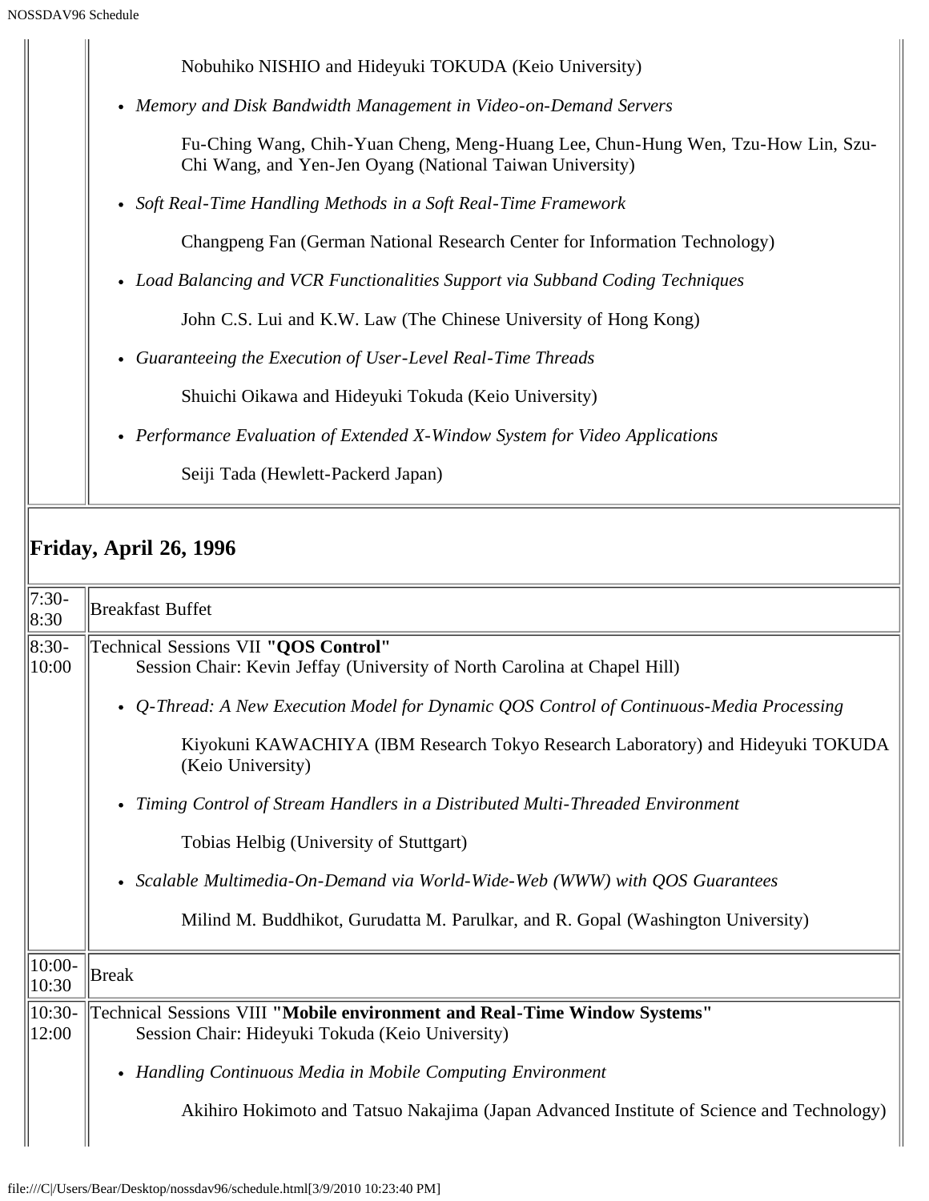| | |
|---|---|
| | Nobuhiko NISHIO and Hideyuki TOKUDA (Keio University)<br><br>• *Memory and Disk Bandwidth Management in Video-on-Demand Servers*<br><br>Fu-Ching Wang, Chih-Yuan Cheng, Meng-Huang Lee, Chun-Hung Wen, Tzu-How Lin, Szu-Chi Wang, and Yen-Jen Oyang (National Taiwan University)<br><br>• *Soft Real-Time Handling Methods in a Soft Real-Time Framework*<br><br>Changpeng Fan (German National Research Center for Information Technology)<br><br>• *Load Balancing and VCR Functionalities Support via Subband Coding Techniques*<br><br>John C.S. Lui and K.W. Law (The Chinese University of Hong Kong)<br><br>• *Guaranteeing the Execution of User-Level Real-Time Threads*<br><br>Shuichi Oikawa and Hideyuki Tokuda (Keio University)<br><br>• *Performance Evaluation of Extended X-Window System for Video Applications*<br><br>Seiji Tada (Hewlett-Packerd Japan) |

## Friday, April 26, 1996

| | |
|---|---|
| 7:30-8:30 | Breakfast Buffet |
| 8:30-10:00 | Technical Sessions VII **"QOS Control"**<br>Session Chair: Kevin Jeffay (University of North Carolina at Chapel Hill)<br><br>• *Q-Thread: A New Execution Model for Dynamic QOS Control of Continuous-Media Processing*<br><br>Kiyokuni KAWACHIYA (IBM Research Tokyo Research Laboratory) and Hideyuki TOKUDA (Keio University)<br><br>• *Timing Control of Stream Handlers in a Distributed Multi-Threaded Environment*<br><br>Tobias Helbig (University of Stuttgart)<br><br>• *Scalable Multimedia-On-Demand via World-Wide-Web (WWW) with QOS Guarantees*<br><br>Milind M. Buddhikot, Gurudatta M. Parulkar, and R. Gopal (Washington University) |
| 10:00-10:30 | Break |
| 10:30-12:00 | Technical Sessions VIII **"Mobile environment and Real-Time Window Systems"**<br>Session Chair: Hideyuki Tokuda (Keio University)<br><br>• *Handling Continuous Media in Mobile Computing Environment*<br><br>Akihiro Hokimoto and Tatsuo Nakajima (Japan Advanced Institute of Science and Technology) |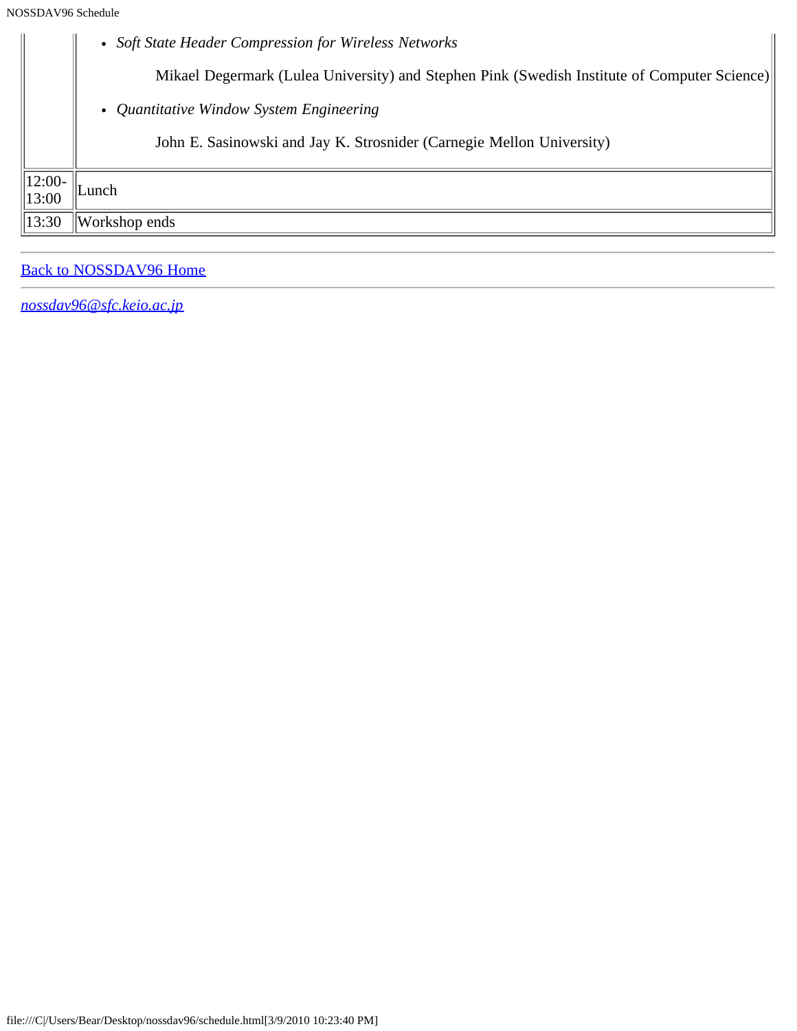| | |
|---|---|
| | - *Soft State Header Compression for Wireless Networks*<br><br>Mikael Degermark (Lulea University) and Stephen Pink (Swedish Institute of Computer Science)<br><br>- *Quantitative Window System Engineering*<br><br>John E. Sasinowski and Jay K. Strosnider (Carnegie Mellon University) |
| 12:00-13:00 | Lunch |
| 13:30 | Workshop ends |

---

[Back to NOSSDAV96 Home]

---

*nossdav96@sfc.keio.ac.jp*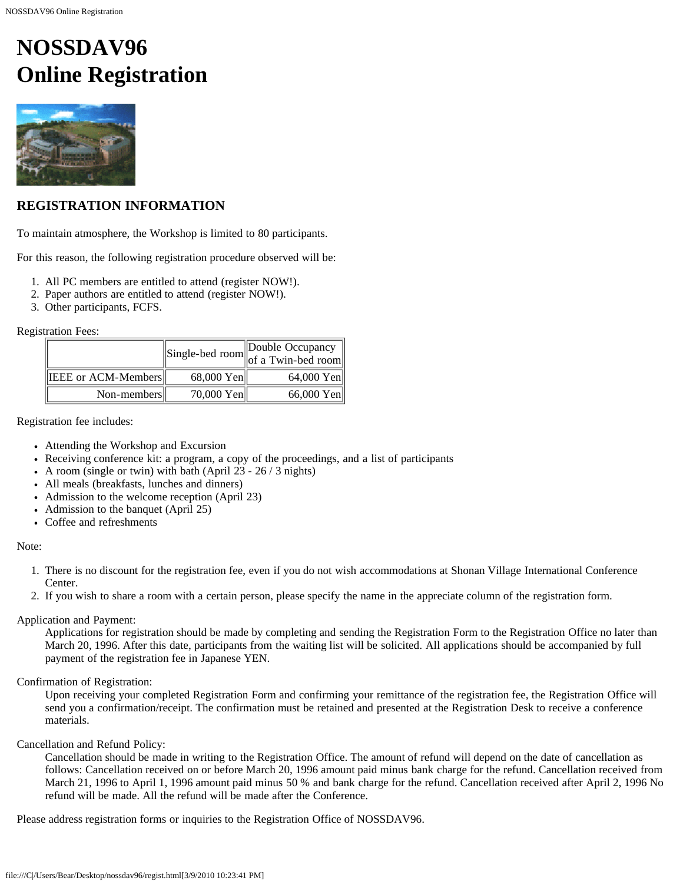# NOSSDAV96
# Online Registration

### REGISTRATION INFORMATION

To maintain atmosphere, the Workshop is limited to 80 participants.

For this reason, the following registration procedure observed will be:

1. All PC members are entitled to attend (register NOW!).
2. Paper authors are entitled to attend (register NOW!).
3. Other participants, FCFS.

Registration Fees:

| | Single-bed room | Double Occupancy of a Twin-bed room |
|---|---|---|
| IEEE or ACM-Members | 68,000 Yen | 64,000 Yen |
| Non-members | 70,000 Yen | 66,000 Yen |

Registration fee includes:

- Attending the Workshop and Excursion
- Receiving conference kit: a program, a copy of the proceedings, and a list of participants
- A room (single or twin) with bath (April 23 - 26 / 3 nights)
- All meals (breakfasts, lunches and dinners)
- Admission to the welcome reception (April 23)
- Admission to the banquet (April 25)
- Coffee and refreshments

Note:

1. There is no discount for the registration fee, even if you do not wish accommodations at Shonan Village International Conference Center.
2. If you wish to share a room with a certain person, please specify the name in the appreciate column of the registration form.

Application and Payment:

Applications for registration should be made by completing and sending the Registration Form to the Registration Office no later than March 20, 1996. After this date, participants from the waiting list will be solicited. All applications should be accompanied by full payment of the registration fee in Japanese YEN.

Confirmation of Registration:

Upon receiving your completed Registration Form and confirming your remittance of the registration fee, the Registration Office will send you a confirmation/receipt. The confirmation must be retained and presented at the Registration Desk to receive a conference materials.

Cancellation and Refund Policy:

Cancellation should be made in writing to the Registration Office. The amount of refund will depend on the date of cancellation as follows: Cancellation received on or before March 20, 1996 amount paid minus bank charge for the refund. Cancellation received from March 21, 1996 to April 1, 1996 amount paid minus 50 % and bank charge for the refund. Cancellation received after April 2, 1996 No refund will be made. All the refund will be made after the Conference.

Please address registration forms or inquiries to the Registration Office of NOSSDAV96.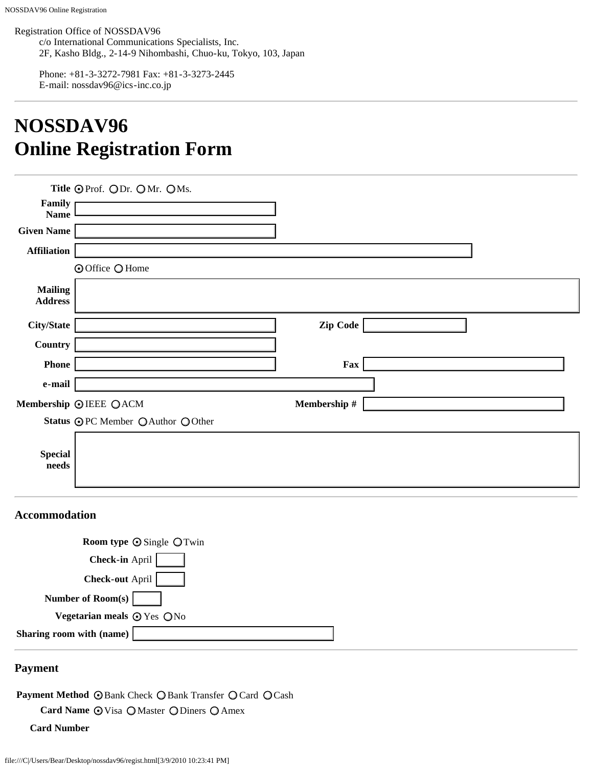Registration Office of NOSSDAV96
c/o International Communications Specialists, Inc.
2F, Kasho Bldg., 2-14-9 Nihombashi, Chuo-ku, Tokyo, 103, Japan

Phone: +81-3-3272-7981 Fax: +81-3-3273-2445
E-mail: nossdav96@ics-inc.co.jp

---

# NOSSDAV96
# Online Registration Form

---

**Title** ⊙ Prof. ○ Dr. ○ Mr. ○ Ms.

**Family Name** [ ]

**Given Name** [ ]

**Affiliation** [ ]

⊙ Office ○ Home

**Mailing Address** [ ]

**City/State** [ ] **Zip Code** [ ]

**Country** [ ]

**Phone** [ ] **Fax** [ ]

**e-mail** [ ]

**Membership** ⊙ IEEE ○ ACM **Membership #** [ ]

**Status** ⊙ PC Member ○ Author ○ Other

**Special needs** [ ]

---

## Accommodation

**Room type** ⊙ Single ○ Twin

**Check-in** April [ ]

**Check-out** April [ ]

**Number of Room(s)** [ ]

**Vegetarian meals** ⊙ Yes ○ No

**Sharing room with (name)** [ ]

---

## Payment

**Payment Method** ⊙ Bank Check ○ Bank Transfer ○ Card ○ Cash

**Card Name** ⊙ Visa ○ Master ○ Diners ○ Amex

**Card Number**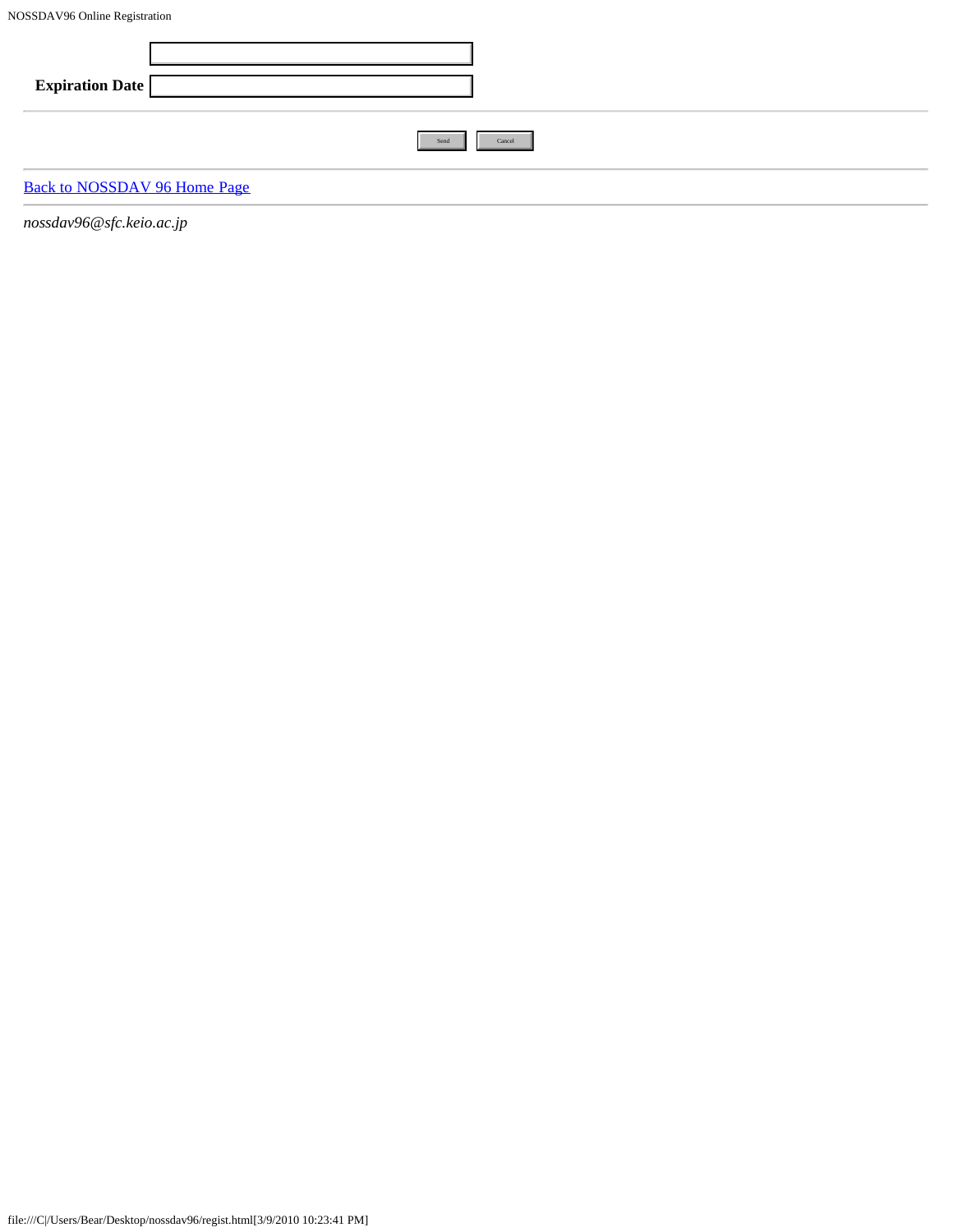| | |
|---|---|
| | |
| **Expiration Date** | |

---

Send Cancel

---

[Back to NOSSDAV 96 Home Page]

---

*nossdav96@sfc.keio.ac.jp*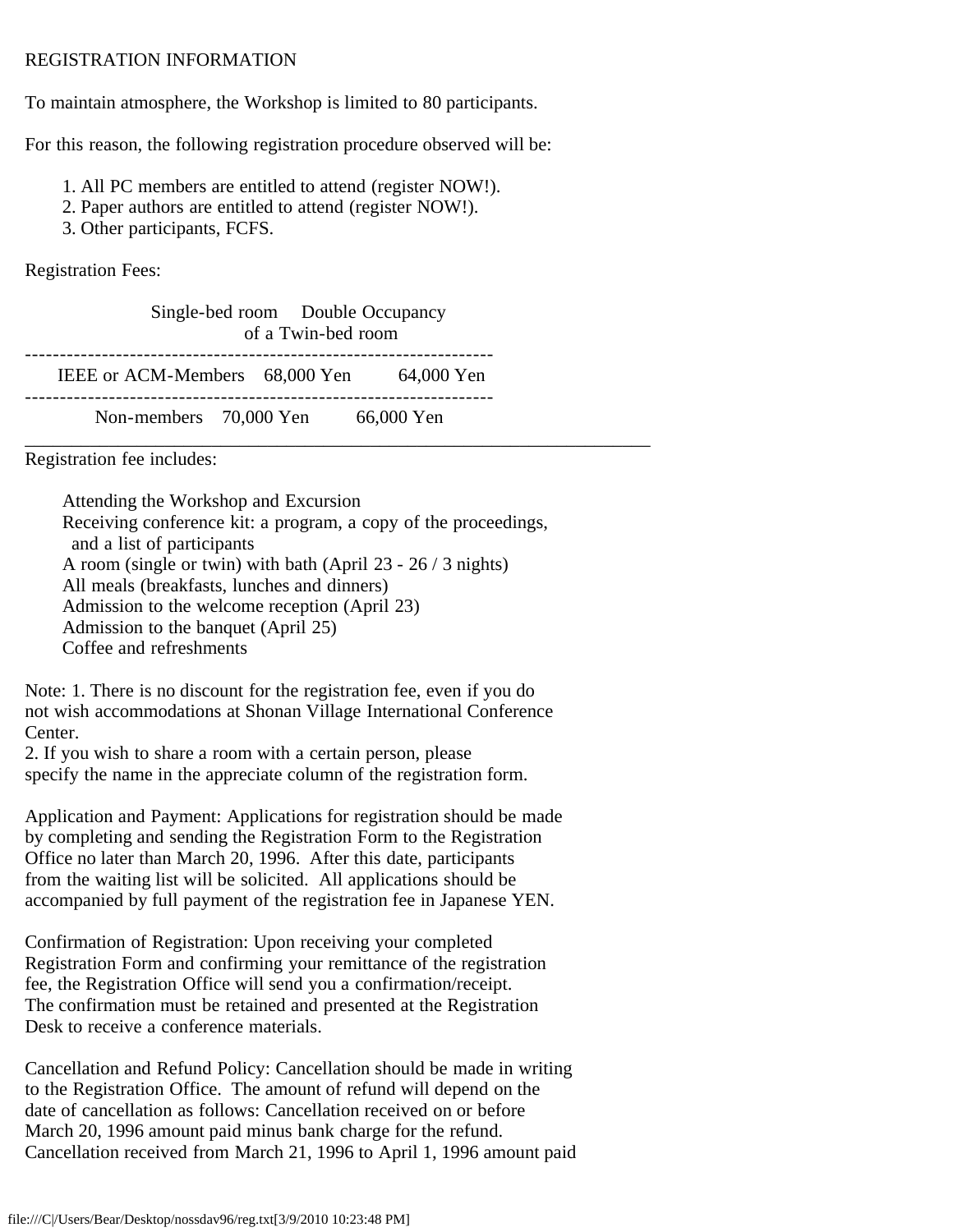REGISTRATION INFORMATION

To maintain atmosphere, the Workshop is limited to 80 participants.

For this reason, the following registration procedure observed will be:

1. All PC members are entitled to attend (register NOW!).
2. Paper authors are entitled to attend (register NOW!).
3. Other participants, FCFS.

Registration Fees:

| | Single-bed room | Double Occupancy of a Twin-bed room |
|---|---|---|
| IEEE or ACM-Members | 68,000 Yen | 64,000 Yen |
| Non-members | 70,000 Yen | 66,000 Yen |

Registration fee includes:

- Attending the Workshop and Excursion
- Receiving conference kit: a program, a copy of the proceedings, and a list of participants
- A room (single or twin) with bath (April 23 - 26 / 3 nights)
- All meals (breakfasts, lunches and dinners)
- Admission to the welcome reception (April 23)
- Admission to the banquet (April 25)
- Coffee and refreshments

Note: 1. There is no discount for the registration fee, even if you do not wish accommodations at Shonan Village International Conference Center.
2. If you wish to share a room with a certain person, please specify the name in the appreciate column of the registration form.

Application and Payment: Applications for registration should be made by completing and sending the Registration Form to the Registration Office no later than March 20, 1996. After this date, participants from the waiting list will be solicited. All applications should be accompanied by full payment of the registration fee in Japanese YEN.

Confirmation of Registration: Upon receiving your completed Registration Form and confirming your remittance of the registration fee, the Registration Office will send you a confirmation/receipt. The confirmation must be retained and presented at the Registration Desk to receive a conference materials.

Cancellation and Refund Policy: Cancellation should be made in writing to the Registration Office. The amount of refund will depend on the date of cancellation as follows: Cancellation received on or before March 20, 1996 amount paid minus bank charge for the refund. Cancellation received from March 21, 1996 to April 1, 1996 amount paid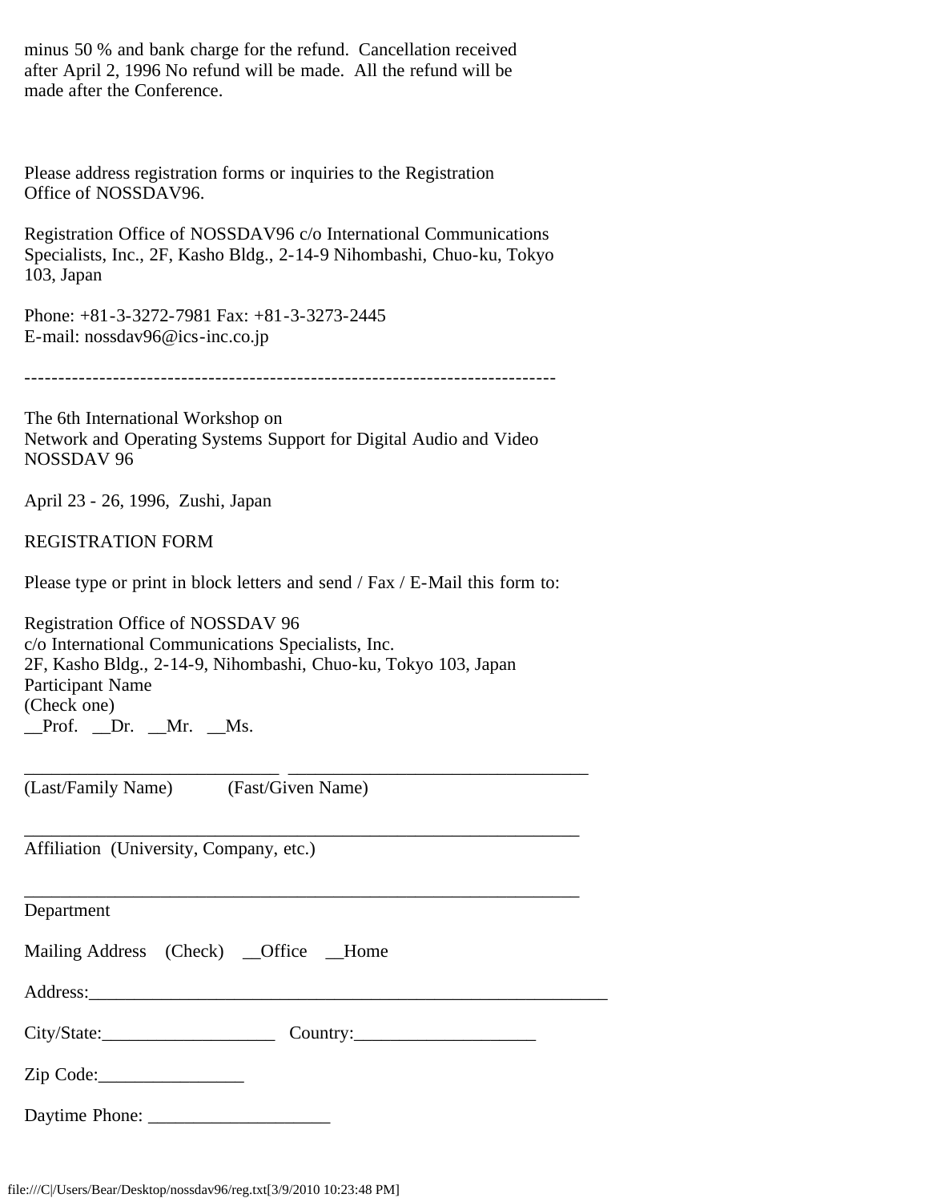minus 50 % and bank charge for the refund. Cancellation received after April 2, 1996 No refund will be made. All the refund will be made after the Conference.

Please address registration forms or inquiries to the Registration Office of NOSSDAV96.

Registration Office of NOSSDAV96 c/o International Communications Specialists, Inc., 2F, Kasho Bldg., 2-14-9 Nihombashi, Chuo-ku, Tokyo 103, Japan

Phone: +81-3-3272-7981 Fax: +81-3-3273-2445
E-mail: nossdav96@ics-inc.co.jp

------------------------------------------------------------------------------

The 6th International Workshop on
Network and Operating Systems Support for Digital Audio and Video
NOSSDAV 96

April 23 - 26, 1996, Zushi, Japan

REGISTRATION FORM

Please type or print in block letters and send / Fax / E-Mail this form to:

Registration Office of NOSSDAV 96
c/o International Communications Specialists, Inc.
2F, Kasho Bldg., 2-14-9, Nihombashi, Chuo-ku, Tokyo 103, Japan
Participant Name
(Check one)
__Prof. __Dr. __Mr. __Ms.

___________________________ ________________________________
(Last/Family Name) (Fast/Given Name)

___________________________________________________________
Affiliation (University, Company, etc.)

___________________________________________________________
Department

Mailing Address (Check) __Office __Home

Address:_______________________________________________________

City/State:___________________ Country:___________________

Zip Code:________________

Daytime Phone: ____________________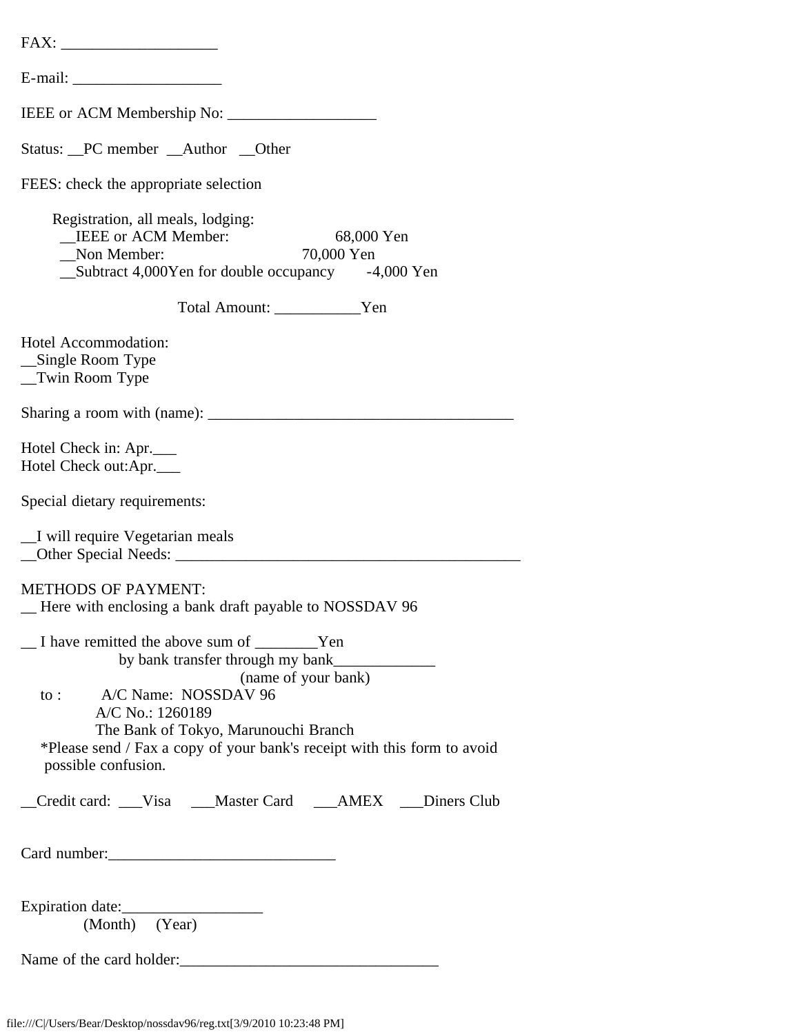FAX: ___________________

E-mail: ___________________

IEEE or ACM Membership No: ___________________

Status: __PC member __Author __Other

FEES: check the appropriate selection

Registration, all meals, lodging:

| | |
|---|---|
| __IEEE or ACM Member: | 68,000 Yen |
| __Non Member: | 70,000 Yen |
| __Subtract 4,000Yen for double occupancy | -4,000 Yen |

Total Amount: ___________Yen

Hotel Accommodation:
__Single Room Type
__Twin Room Type

Sharing a room with (name): _______________________________________

Hotel Check in: Apr.___
Hotel Check out:Apr.___

Special dietary requirements:

__I will require Vegetarian meals
__Other Special Needs: ____________________________________________

METHODS OF PAYMENT:
__ Here with enclosing a bank draft payable to NOSSDAV 96

__ I have remitted the above sum of ________Yen
by bank transfer through my bank_____________
(name of your bank)
to : A/C Name: NOSSDAV 96
A/C No.: 1260189
The Bank of Tokyo, Marunouchi Branch
*Please send / Fax a copy of your bank's receipt with this form to avoid possible confusion.

__Credit card: ___Visa ___Master Card ___AMEX ___Diners Club

Card number:_____________________________

Expiration date:_________________
(Month) (Year)

Name of the card holder:_________________________________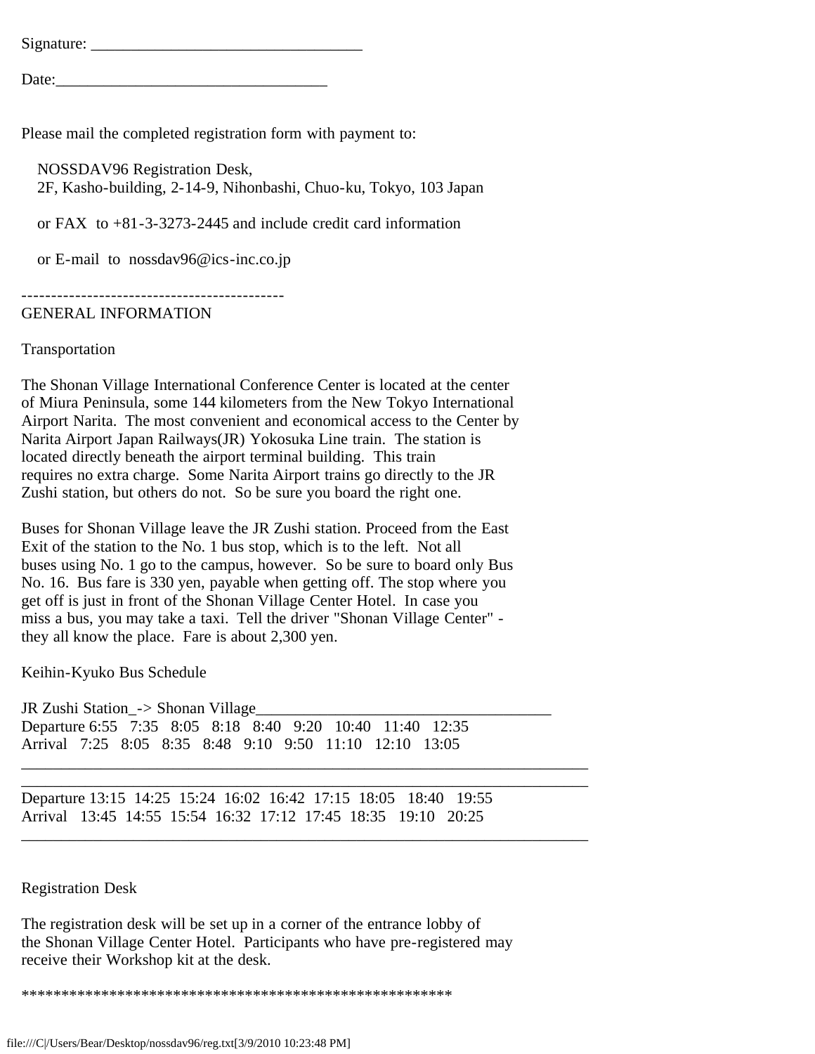Signature: _________________________________

Date:_________________________________

Please mail the completed registration form with payment to:

NOSSDAV96 Registration Desk,
2F, Kasho-building, 2-14-9, Nihonbashi, Chuo-ku, Tokyo, 103 Japan

or FAX to +81-3-3273-2445 and include credit card information

or E-mail to nossdav96@ics-inc.co.jp

--------------------------------------------

GENERAL INFORMATION

Transportation

The Shonan Village International Conference Center is located at the center of Miura Peninsula, some 144 kilometers from the New Tokyo International Airport Narita. The most convenient and economical access to the Center by Narita Airport Japan Railways(JR) Yokosuka Line train. The station is located directly beneath the airport terminal building. This train requires no extra charge. Some Narita Airport trains go directly to the JR Zushi station, but others do not. So be sure you board the right one.

Buses for Shonan Village leave the JR Zushi station. Proceed from the East Exit of the station to the No. 1 bus stop, which is to the left. Not all buses using No. 1 go to the campus, however. So be sure to board only Bus No. 16. Bus fare is 330 yen, payable when getting off. The stop where you get off is just in front of the Shonan Village Center Hotel. In case you miss a bus, you may take a taxi. Tell the driver "Shonan Village Center" - they all know the place. Fare is about 2,300 yen.

Keihin-Kyuko Bus Schedule

JR Zushi Station_-> Shonan Village

| | | | | | | | | | |
|---|---|---|---|---|---|---|---|---|---|
| Departure | 6:55 | 7:35 | 8:05 | 8:18 | 8:40 | 9:20 | 10:40 | 11:40 | 12:35 |
| Arrival | 7:25 | 8:05 | 8:35 | 8:48 | 9:10 | 9:50 | 11:10 | 12:10 | 13:05 |
| Departure | 13:15 | 14:25 | 15:24 | 16:02 | 16:42 | 17:15 | 18:05 | 18:40 | 19:55 |
| Arrival | 13:45 | 14:55 | 15:54 | 16:32 | 17:12 | 17:45 | 18:35 | 19:10 | 20:25 |

Registration Desk

The registration desk will be set up in a corner of the entrance lobby of the Shonan Village Center Hotel. Participants who have pre-registered may receive their Workshop kit at the desk.

*****************************************************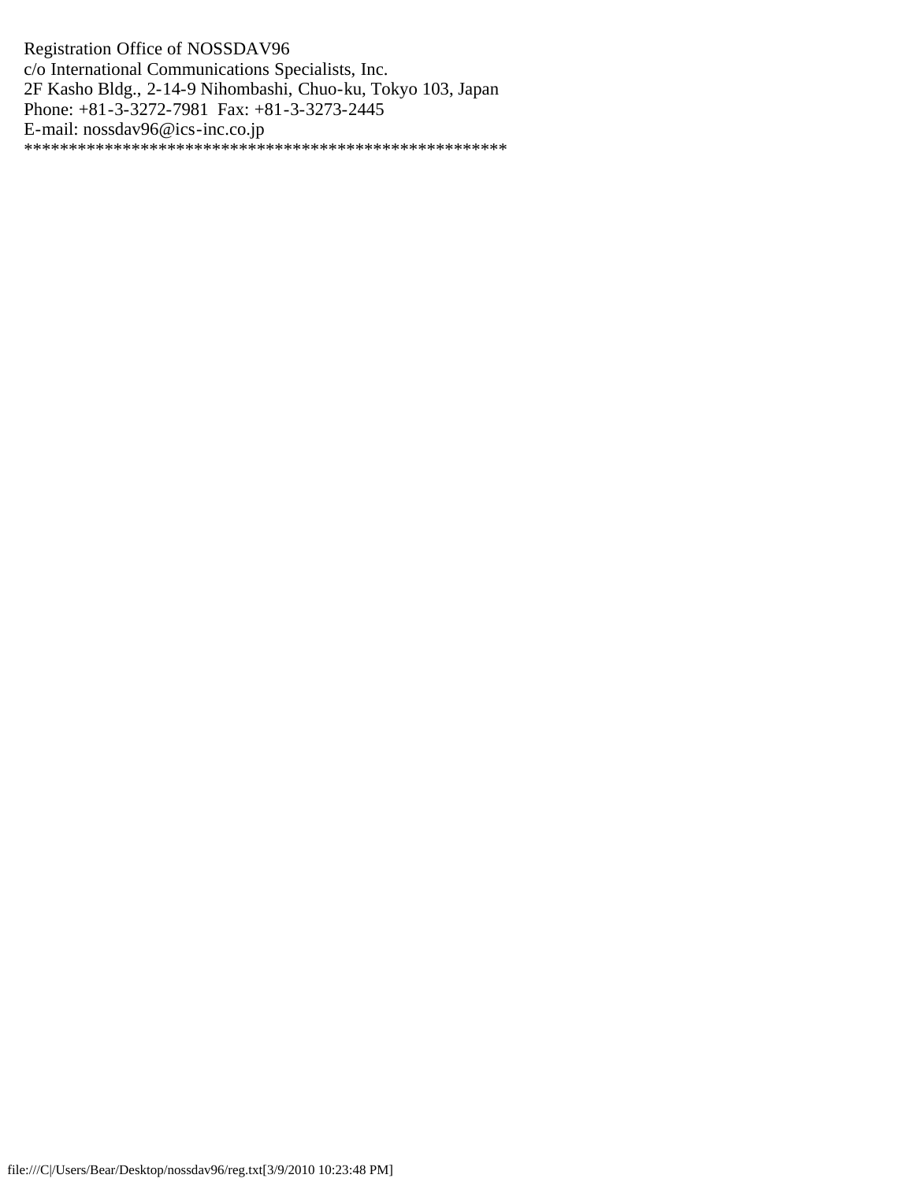Registration Office of NOSSDAV96
c/o International Communications Specialists, Inc.
2F Kasho Bldg., 2-14-9 Nihombashi, Chuo-ku, Tokyo 103, Japan
Phone: +81-3-3272-7981  Fax: +81-3-3273-2445
E-mail: nossdav96@ics-inc.co.jp
*****************************************************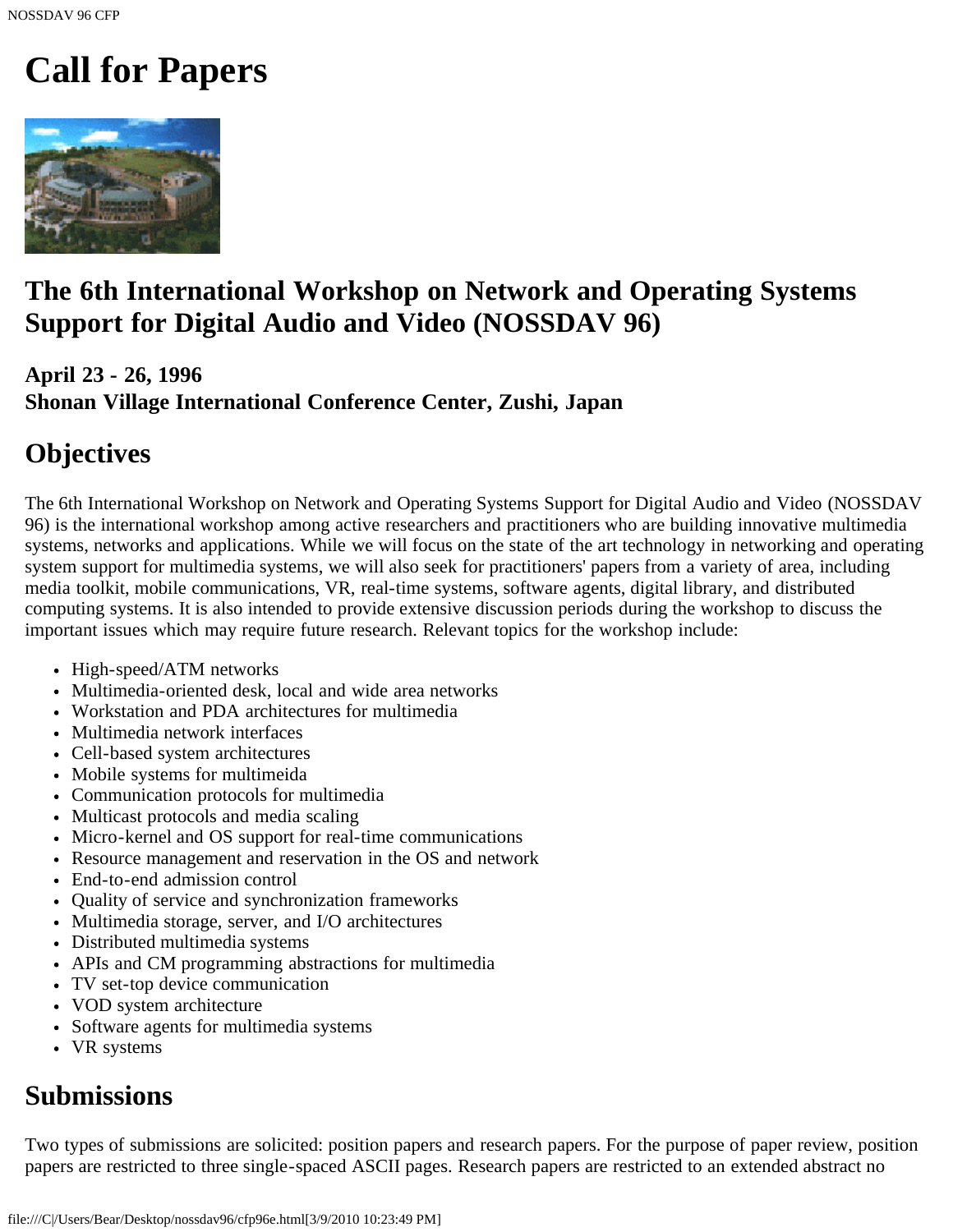# Call for Papers

## The 6th International Workshop on Network and Operating Systems Support for Digital Audio and Video (NOSSDAV 96)

### April 23 - 26, 1996
### Shonan Village International Conference Center, Zushi, Japan

## Objectives

The 6th International Workshop on Network and Operating Systems Support for Digital Audio and Video (NOSSDAV 96) is the international workshop among active researchers and practitioners who are building innovative multimedia systems, networks and applications. While we will focus on the state of the art technology in networking and operating system support for multimedia systems, we will also seek for practitioners' papers from a variety of area, including media toolkit, mobile communications, VR, real-time systems, software agents, digital library, and distributed computing systems. It is also intended to provide extensive discussion periods during the workshop to discuss the important issues which may require future research. Relevant topics for the workshop include:

- High-speed/ATM networks
- Multimedia-oriented desk, local and wide area networks
- Workstation and PDA architectures for multimedia
- Multimedia network interfaces
- Cell-based system architectures
- Mobile systems for multimeida
- Communication protocols for multimedia
- Multicast protocols and media scaling
- Micro-kernel and OS support for real-time communications
- Resource management and reservation in the OS and network
- End-to-end admission control
- Quality of service and synchronization frameworks
- Multimedia storage, server, and I/O architectures
- Distributed multimedia systems
- APIs and CM programming abstractions for multimedia
- TV set-top device communication
- VOD system architecture
- Software agents for multimedia systems
- VR systems

## Submissions

Two types of submissions are solicited: position papers and research papers. For the purpose of paper review, position papers are restricted to three single-spaced ASCII pages. Research papers are restricted to an extended abstract no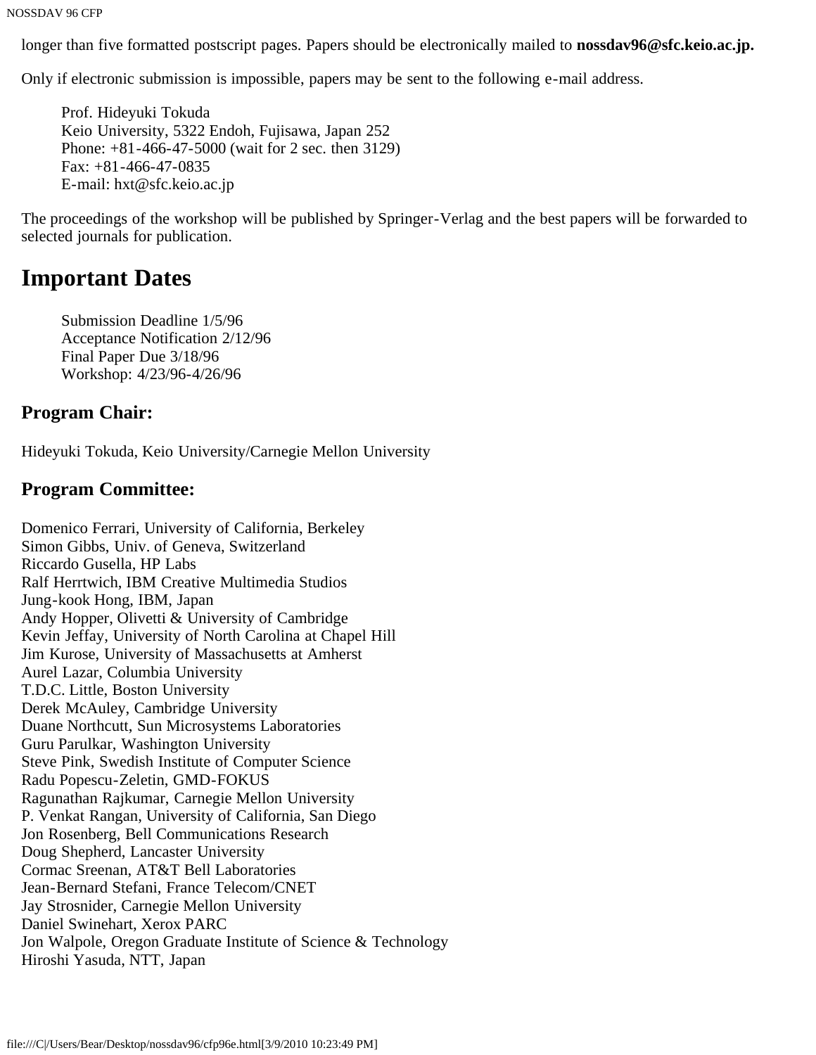longer than five formatted postscript pages. Papers should be electronically mailed to **nossdav96@sfc.keio.ac.jp.**

Only if electronic submission is impossible, papers may be sent to the following e-mail address.

Prof. Hideyuki Tokuda
Keio University, 5322 Endoh, Fujisawa, Japan 252
Phone: +81-466-47-5000 (wait for 2 sec. then 3129)
Fax: +81-466-47-0835
E-mail: hxt@sfc.keio.ac.jp

The proceedings of the workshop will be published by Springer-Verlag and the best papers will be forwarded to selected journals for publication.

# Important Dates

Submission Deadline 1/5/96
Acceptance Notification 2/12/96
Final Paper Due 3/18/96
Workshop: 4/23/96-4/26/96

## Program Chair:

Hideyuki Tokuda, Keio University/Carnegie Mellon University

## Program Committee:

Domenico Ferrari, University of California, Berkeley
Simon Gibbs, Univ. of Geneva, Switzerland
Riccardo Gusella, HP Labs
Ralf Herrtwich, IBM Creative Multimedia Studios
Jung-kook Hong, IBM, Japan
Andy Hopper, Olivetti & University of Cambridge
Kevin Jeffay, University of North Carolina at Chapel Hill
Jim Kurose, University of Massachusetts at Amherst
Aurel Lazar, Columbia University
T.D.C. Little, Boston University
Derek McAuley, Cambridge University
Duane Northcutt, Sun Microsystems Laboratories
Guru Parulkar, Washington University
Steve Pink, Swedish Institute of Computer Science
Radu Popescu-Zeletin, GMD-FOKUS
Ragunathan Rajkumar, Carnegie Mellon University
P. Venkat Rangan, University of California, San Diego
Jon Rosenberg, Bell Communications Research
Doug Shepherd, Lancaster University
Cormac Sreenan, AT&T Bell Laboratories
Jean-Bernard Stefani, France Telecom/CNET
Jay Strosnider, Carnegie Mellon University
Daniel Swinehart, Xerox PARC
Jon Walpole, Oregon Graduate Institute of Science & Technology
Hiroshi Yasuda, NTT, Japan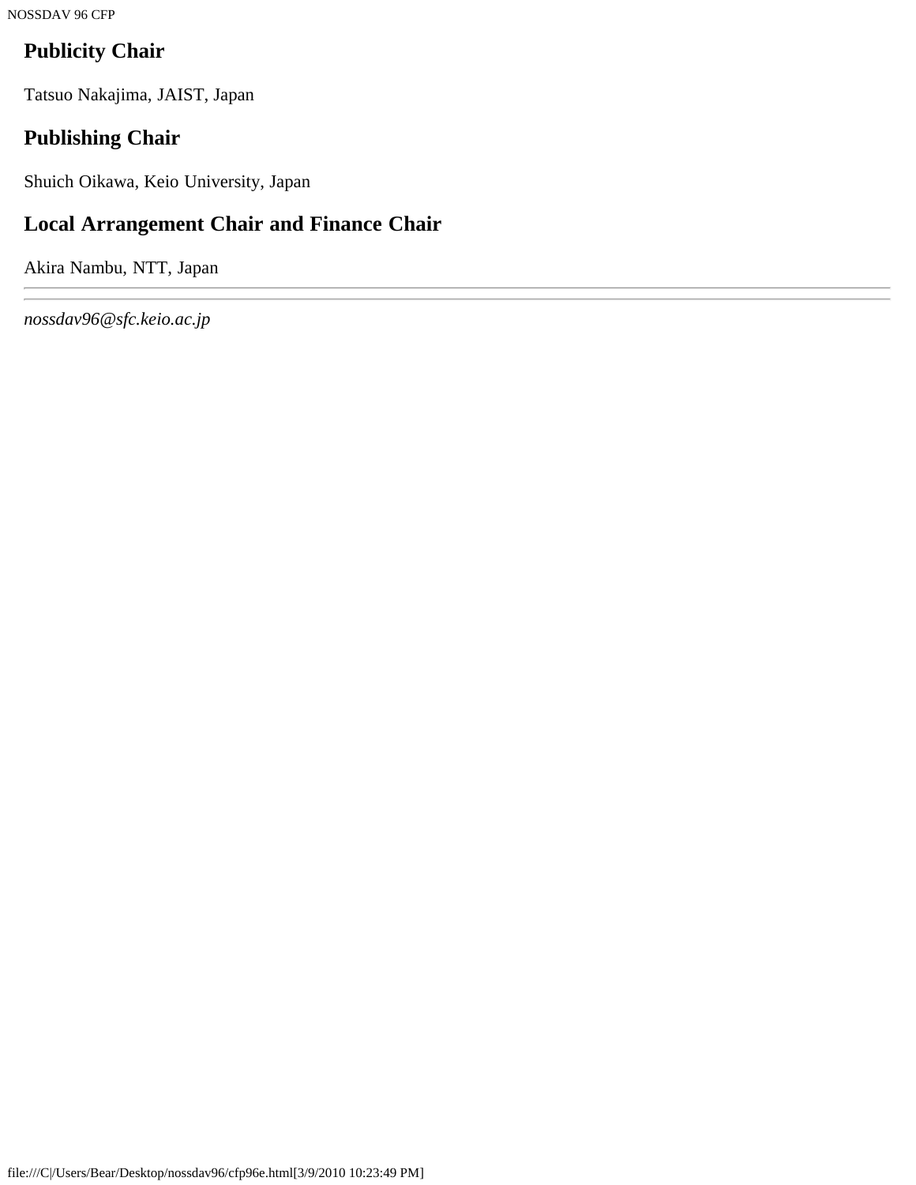## Publicity Chair

Tatsuo Nakajima, JAIST, Japan

## Publishing Chair

Shuich Oikawa, Keio University, Japan

## Local Arrangement Chair and Finance Chair

Akira Nambu, NTT, Japan

---

---

*nossdav96@sfc.keio.ac.jp*